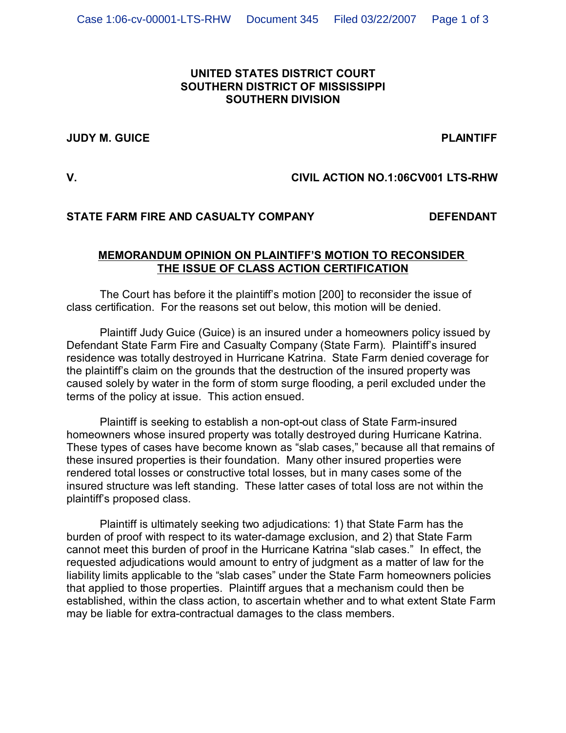**UNITED STATES DISTRICT COURT**
**SOUTHERN DISTRICT OF MISSISSIPPI**
**SOUTHERN DIVISION**

**JUDY M. GUICE** **PLAINTIFF**

**V.** **CIVIL ACTION NO.1:06CV001 LTS-RHW**

**STATE FARM FIRE AND CASUALTY COMPANY** **DEFENDANT**

**MEMORANDUM OPINION ON PLAINTIFF'S MOTION TO RECONSIDER THE ISSUE OF CLASS ACTION CERTIFICATION**

The Court has before it the plaintiff's motion [200] to reconsider the issue of class certification. For the reasons set out below, this motion will be denied.

Plaintiff Judy Guice (Guice) is an insured under a homeowners policy issued by Defendant State Farm Fire and Casualty Company (State Farm). Plaintiff's insured residence was totally destroyed in Hurricane Katrina. State Farm denied coverage for the plaintiff's claim on the grounds that the destruction of the insured property was caused solely by water in the form of storm surge flooding, a peril excluded under the terms of the policy at issue. This action ensued.

Plaintiff is seeking to establish a non-opt-out class of State Farm-insured homeowners whose insured property was totally destroyed during Hurricane Katrina. These types of cases have become known as "slab cases," because all that remains of these insured properties is their foundation. Many other insured properties were rendered total losses or constructive total losses, but in many cases some of the insured structure was left standing. These latter cases of total loss are not within the plaintiff's proposed class.

Plaintiff is ultimately seeking two adjudications: 1) that State Farm has the burden of proof with respect to its water-damage exclusion, and 2) that State Farm cannot meet this burden of proof in the Hurricane Katrina "slab cases." In effect, the requested adjudications would amount to entry of judgment as a matter of law for the liability limits applicable to the "slab cases" under the State Farm homeowners policies that applied to those properties. Plaintiff argues that a mechanism could then be established, within the class action, to ascertain whether and to what extent State Farm may be liable for extra-contractual damages to the class members.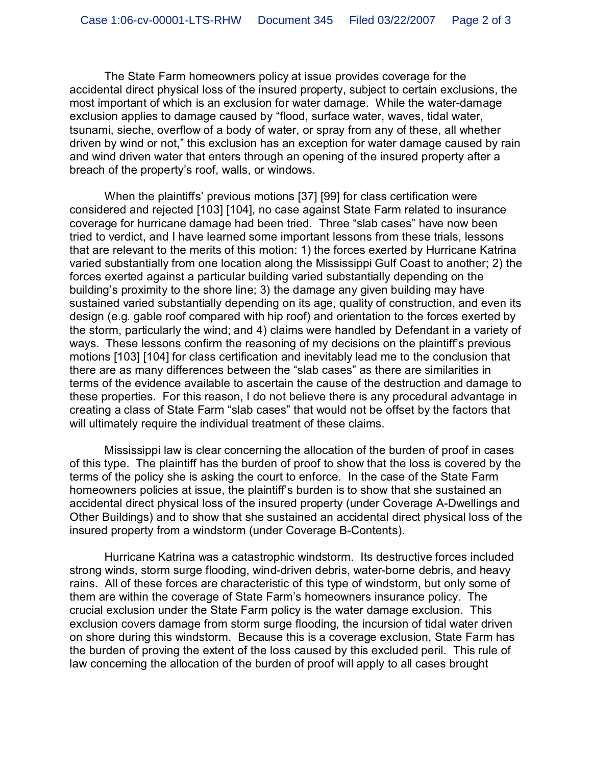The State Farm homeowners policy at issue provides coverage for the accidental direct physical loss of the insured property, subject to certain exclusions, the most important of which is an exclusion for water damage. While the water-damage exclusion applies to damage caused by "flood, surface water, waves, tidal water, tsunami, sieche, overflow of a body of water, or spray from any of these, all whether driven by wind or not," this exclusion has an exception for water damage caused by rain and wind driven water that enters through an opening of the insured property after a breach of the property's roof, walls, or windows.

When the plaintiffs' previous motions [37] [99] for class certification were considered and rejected [103] [104], no case against State Farm related to insurance coverage for hurricane damage had been tried. Three "slab cases" have now been tried to verdict, and I have learned some important lessons from these trials, lessons that are relevant to the merits of this motion: 1) the forces exerted by Hurricane Katrina varied substantially from one location along the Mississippi Gulf Coast to another; 2) the forces exerted against a particular building varied substantially depending on the building's proximity to the shore line; 3) the damage any given building may have sustained varied substantially depending on its age, quality of construction, and even its design (e.g. gable roof compared with hip roof) and orientation to the forces exerted by the storm, particularly the wind; and 4) claims were handled by Defendant in a variety of ways. These lessons confirm the reasoning of my decisions on the plaintiff's previous motions [103] [104] for class certification and inevitably lead me to the conclusion that there are as many differences between the "slab cases" as there are similarities in terms of the evidence available to ascertain the cause of the destruction and damage to these properties. For this reason, I do not believe there is any procedural advantage in creating a class of State Farm "slab cases" that would not be offset by the factors that will ultimately require the individual treatment of these claims.

Mississippi law is clear concerning the allocation of the burden of proof in cases of this type. The plaintiff has the burden of proof to show that the loss is covered by the terms of the policy she is asking the court to enforce. In the case of the State Farm homeowners policies at issue, the plaintiff's burden is to show that she sustained an accidental direct physical loss of the insured property (under Coverage A-Dwellings and Other Buildings) and to show that she sustained an accidental direct physical loss of the insured property from a windstorm (under Coverage B-Contents).

Hurricane Katrina was a catastrophic windstorm. Its destructive forces included strong winds, storm surge flooding, wind-driven debris, water-borne debris, and heavy rains. All of these forces are characteristic of this type of windstorm, but only some of them are within the coverage of State Farm's homeowners insurance policy. The crucial exclusion under the State Farm policy is the water damage exclusion. This exclusion covers damage from storm surge flooding, the incursion of tidal water driven on shore during this windstorm. Because this is a coverage exclusion, State Farm has the burden of proving the extent of the loss caused by this excluded peril. This rule of law concerning the allocation of the burden of proof will apply to all cases brought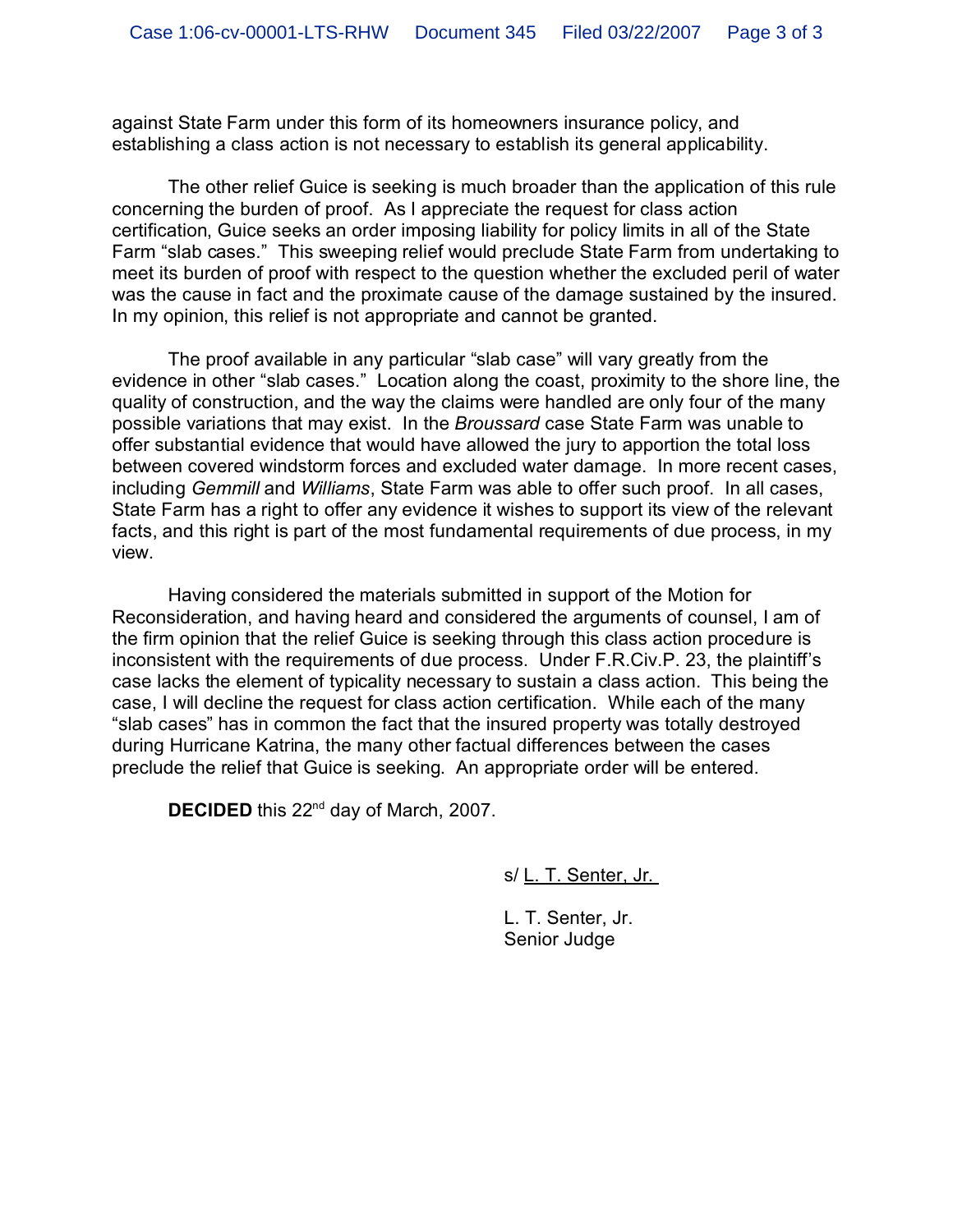against State Farm under this form of its homeowners insurance policy, and establishing a class action is not necessary to establish its general applicability.

The other relief Guice is seeking is much broader than the application of this rule concerning the burden of proof. As I appreciate the request for class action certification, Guice seeks an order imposing liability for policy limits in all of the State Farm "slab cases." This sweeping relief would preclude State Farm from undertaking to meet its burden of proof with respect to the question whether the excluded peril of water was the cause in fact and the proximate cause of the damage sustained by the insured. In my opinion, this relief is not appropriate and cannot be granted.

The proof available in any particular "slab case" will vary greatly from the evidence in other "slab cases." Location along the coast, proximity to the shore line, the quality of construction, and the way the claims were handled are only four of the many possible variations that may exist. In the *Broussard* case State Farm was unable to offer substantial evidence that would have allowed the jury to apportion the total loss between covered windstorm forces and excluded water damage. In more recent cases, including *Gemmill* and *Williams*, State Farm was able to offer such proof. In all cases, State Farm has a right to offer any evidence it wishes to support its view of the relevant facts, and this right is part of the most fundamental requirements of due process, in my view.

Having considered the materials submitted in support of the Motion for Reconsideration, and having heard and considered the arguments of counsel, I am of the firm opinion that the relief Guice is seeking through this class action procedure is inconsistent with the requirements of due process. Under F.R.Civ.P. 23, the plaintiff's case lacks the element of typicality necessary to sustain a class action. This being the case, I will decline the request for class action certification. While each of the many "slab cases" has in common the fact that the insured property was totally destroyed during Hurricane Katrina, the many other factual differences between the cases preclude the relief that Guice is seeking. An appropriate order will be entered.

**DECIDED** this 22nd day of March, 2007.

s/ L. T. Senter, Jr.

L. T. Senter, Jr.
Senior Judge